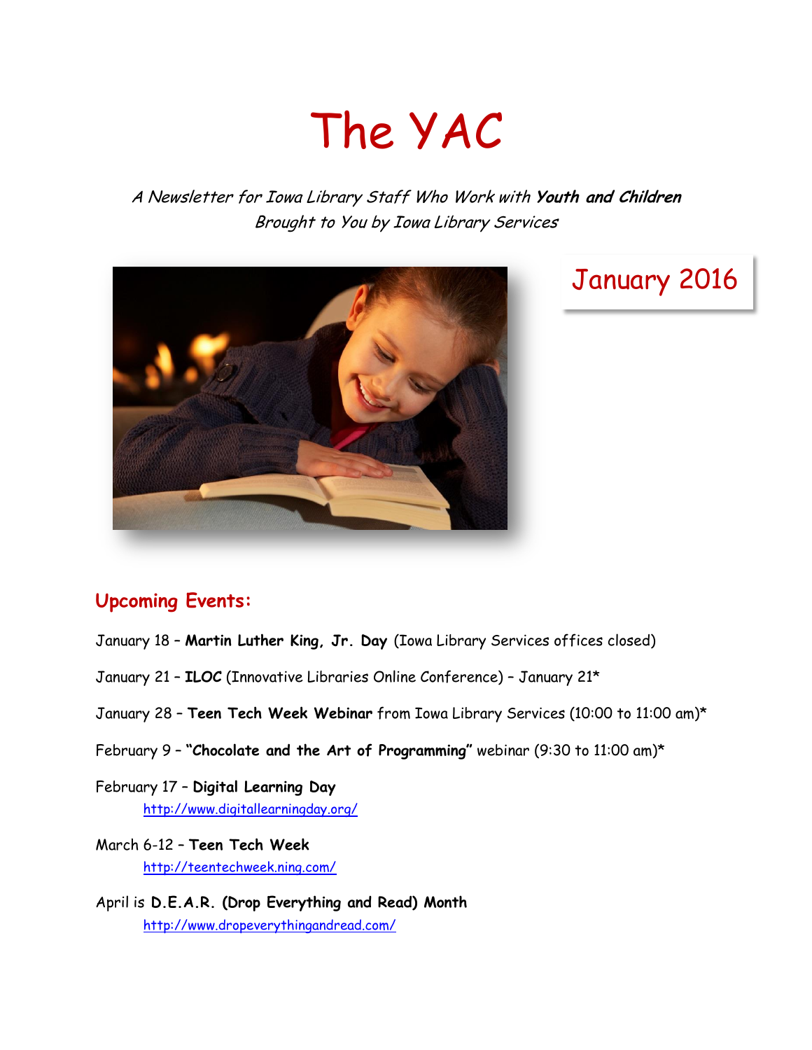# The YAC

*A Newsletter for Iowa Library Staff Who Work with* ***Youth and Children***
*Brought to You by Iowa Library Services*

January 2016

## Upcoming Events:

January 18 – **Martin Luther King, Jr. Day** (Iowa Library Services offices closed)

January 21 – **ILOC** (Innovative Libraries Online Conference) – January 21*

January 28 – **Teen Tech Week Webinar** from Iowa Library Services (10:00 to 11:00 am)*

February 9 – **"Chocolate and the Art of Programming"** webinar (9:30 to 11:00 am)*

February 17 – **Digital Learning Day**
http://www.digitallearningday.org/

March 6-12 – **Teen Tech Week**
http://teentechweek.ning.com/

April is **D.E.A.R. (Drop Everything and Read) Month**
http://www.dropeverythingandread.com/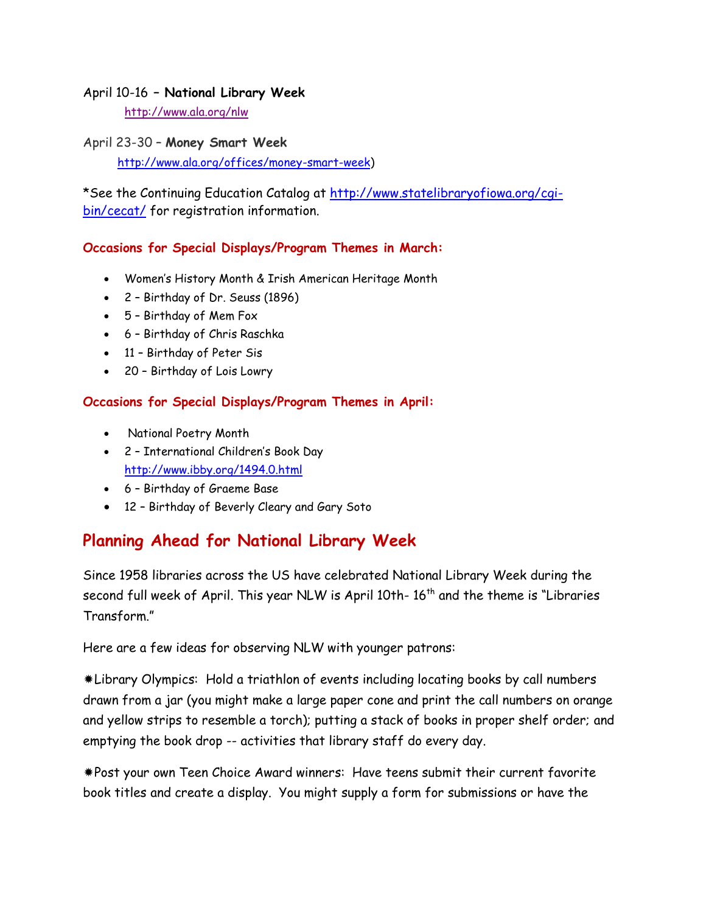April 10-16 – **National Library Week**

http://www.ala.org/nlw

April 23-30 – **Money Smart Week**

http://www.ala.org/offices/money-smart-week)

*See the Continuing Education Catalog at http://www.statelibraryofiowa.org/cgi-bin/cecat/ for registration information.

**Occasions for Special Displays/Program Themes in March:**

- Women's History Month & Irish American Heritage Month
- 2 – Birthday of Dr. Seuss (1896)
- 5 – Birthday of Mem Fox
- 6 – Birthday of Chris Raschka
- 11 – Birthday of Peter Sis
- 20 – Birthday of Lois Lowry

**Occasions for Special Displays/Program Themes in April:**

- National Poetry Month
- 2 – International Children's Book Day http://www.ibby.org/1494.0.html
- 6 – Birthday of Graeme Base
- 12 – Birthday of Beverly Cleary and Gary Soto

## Planning Ahead for National Library Week

Since 1958 libraries across the US have celebrated National Library Week during the second full week of April. This year NLW is April 10th- 16th and the theme is "Libraries Transform."

Here are a few ideas for observing NLW with younger patrons:

✸Library Olympics: Hold a triathlon of events including locating books by call numbers drawn from a jar (you might make a large paper cone and print the call numbers on orange and yellow strips to resemble a torch); putting a stack of books in proper shelf order; and emptying the book drop -- activities that library staff do every day.

✸Post your own Teen Choice Award winners: Have teens submit their current favorite book titles and create a display. You might supply a form for submissions or have the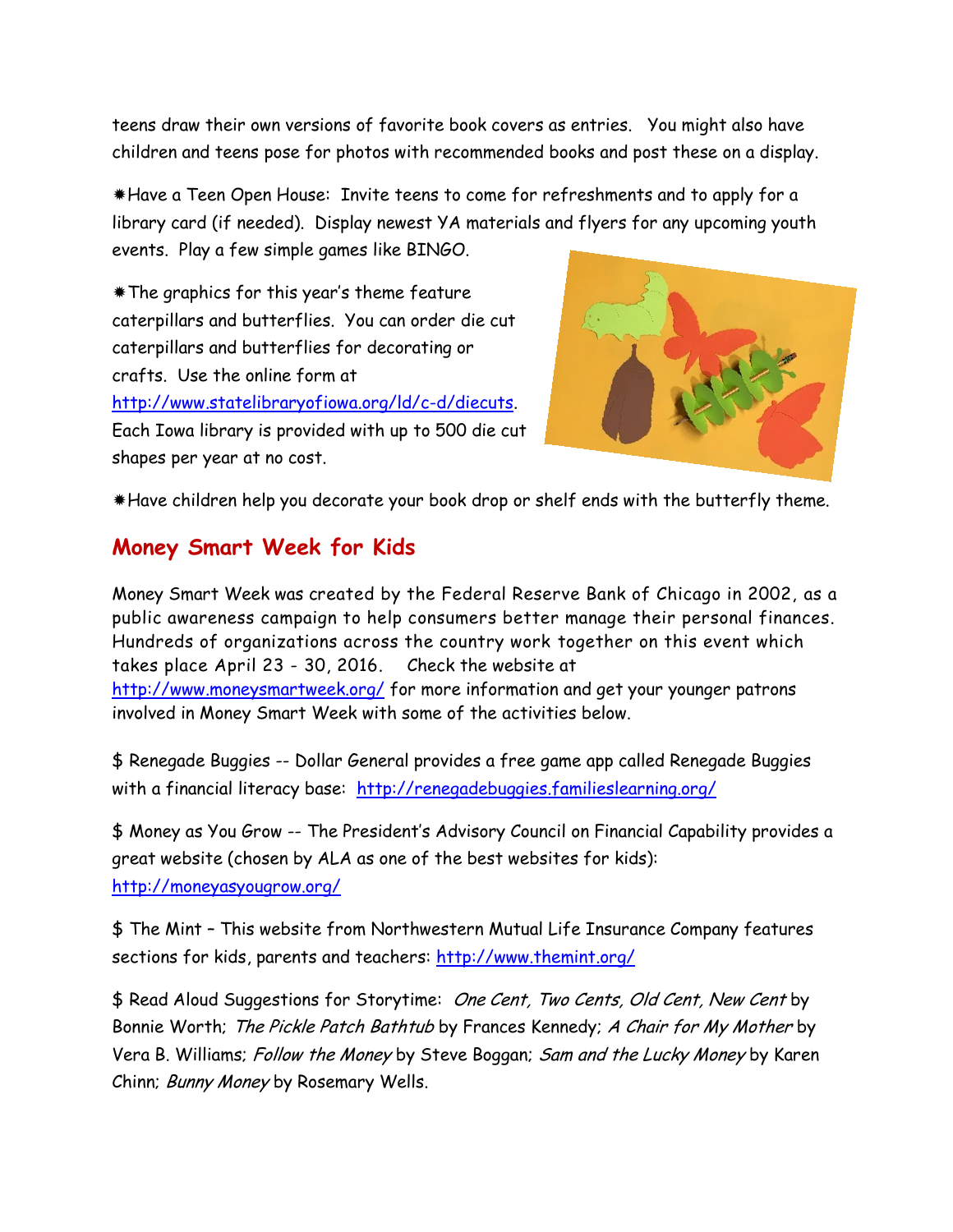teens draw their own versions of favorite book covers as entries. You might also have children and teens pose for photos with recommended books and post these on a display.

✷Have a Teen Open House: Invite teens to come for refreshments and to apply for a library card (if needed). Display newest YA materials and flyers for any upcoming youth events. Play a few simple games like BINGO.

✷The graphics for this year's theme feature caterpillars and butterflies. You can order die cut caterpillars and butterflies for decorating or crafts. Use the online form at [http://www.statelibraryofiowa.org/ld/c-d/diecuts](http://www.statelibraryofiowa.org/ld/c-d/diecuts). Each Iowa library is provided with up to 500 die cut shapes per year at no cost.

✷Have children help you decorate your book drop or shelf ends with the butterfly theme.

## Money Smart Week for Kids

Money Smart Week was created by the Federal Reserve Bank of Chicago in 2002, as a public awareness campaign to help consumers better manage their personal finances. Hundreds of organizations across the country work together on this event which takes place April 23 - 30, 2016. Check the website at [http://www.moneysmartweek.org/](http://www.moneysmartweek.org/) for more information and get your younger patrons involved in Money Smart Week with some of the activities below.

$ Renegade Buggies -- Dollar General provides a free game app called Renegade Buggies with a financial literacy base: [http://renegadebuggies.familieslearning.org/](http://renegadebuggies.familieslearning.org/)

$ Money as You Grow -- The President's Advisory Council on Financial Capability provides a great website (chosen by ALA as one of the best websites for kids): [http://moneyasyougrow.org/](http://moneyasyougrow.org/)

$ The Mint – This website from Northwestern Mutual Life Insurance Company features sections for kids, parents and teachers: [http://www.themint.org/](http://www.themint.org/)

$ Read Aloud Suggestions for Storytime: *One Cent, Two Cents, Old Cent, New Cent* by Bonnie Worth; *The Pickle Patch Bathtub* by Frances Kennedy; *A Chair for My Mother* by Vera B. Williams; *Follow the Money* by Steve Boggan; *Sam and the Lucky Money* by Karen Chinn; *Bunny Money* by Rosemary Wells.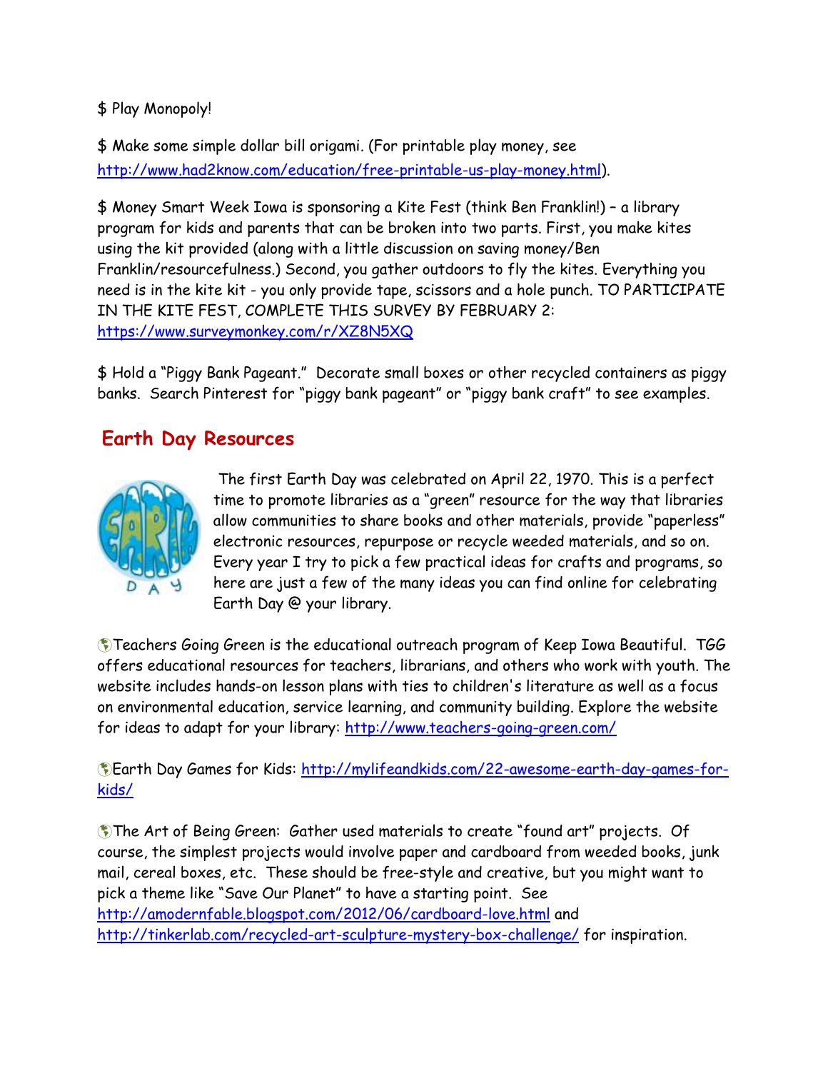$ Play Monopoly!

$ Make some simple dollar bill origami. (For printable play money, see http://www.had2know.com/education/free-printable-us-play-money.html).

$ Money Smart Week Iowa is sponsoring a Kite Fest (think Ben Franklin!) – a library program for kids and parents that can be broken into two parts. First, you make kites using the kit provided (along with a little discussion on saving money/Ben Franklin/resourcefulness.) Second, you gather outdoors to fly the kites. Everything you need is in the kite kit - you only provide tape, scissors and a hole punch. TO PARTICIPATE IN THE KITE FEST, COMPLETE THIS SURVEY BY FEBRUARY 2: https://www.surveymonkey.com/r/XZ8N5XQ

$ Hold a "Piggy Bank Pageant." Decorate small boxes or other recycled containers as piggy banks. Search Pinterest for "piggy bank pageant" or "piggy bank craft" to see examples.

## Earth Day Resources

The first Earth Day was celebrated on April 22, 1970. This is a perfect time to promote libraries as a "green" resource for the way that libraries allow communities to share books and other materials, provide "paperless" electronic resources, repurpose or recycle weeded materials, and so on. Every year I try to pick a few practical ideas for crafts and programs, so here are just a few of the many ideas you can find online for celebrating Earth Day @ your library.

Teachers Going Green is the educational outreach program of Keep Iowa Beautiful. TGG offers educational resources for teachers, librarians, and others who work with youth. The website includes hands-on lesson plans with ties to children's literature as well as a focus on environmental education, service learning, and community building. Explore the website for ideas to adapt for your library: http://www.teachers-going-green.com/

Earth Day Games for Kids: http://mylifeandkids.com/22-awesome-earth-day-games-for-kids/

The Art of Being Green: Gather used materials to create "found art" projects. Of course, the simplest projects would involve paper and cardboard from weeded books, junk mail, cereal boxes, etc. These should be free-style and creative, but you might want to pick a theme like "Save Our Planet" to have a starting point. See http://amodernfable.blogspot.com/2012/06/cardboard-love.html and http://tinkerlab.com/recycled-art-sculpture-mystery-box-challenge/ for inspiration.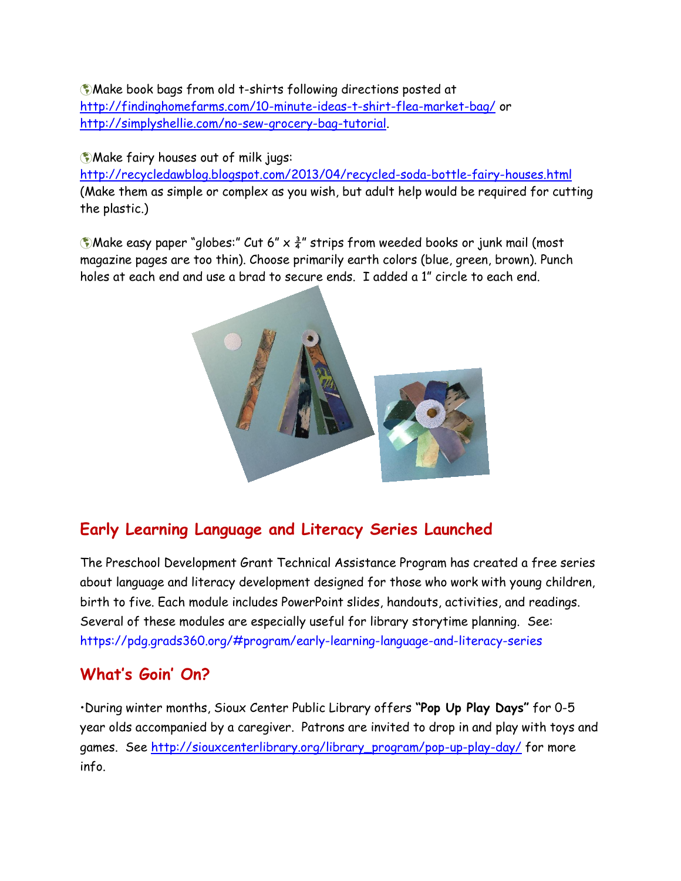🌎Make book bags from old t-shirts following directions posted at http://findinghomefarms.com/10-minute-ideas-t-shirt-flea-market-bag/ or http://simplyshellie.com/no-sew-grocery-bag-tutorial.

🌎Make fairy houses out of milk jugs: http://recycledawblog.blogspot.com/2013/04/recycled-soda-bottle-fairy-houses.html (Make them as simple or complex as you wish, but adult help would be required for cutting the plastic.)

🌎Make easy paper "globes:" Cut 6" x ¾" strips from weeded books or junk mail (most magazine pages are too thin). Choose primarily earth colors (blue, green, brown). Punch holes at each end and use a brad to secure ends. I added a 1" circle to each end.

## Early Learning Language and Literacy Series Launched

The Preschool Development Grant Technical Assistance Program has created a free series about language and literacy development designed for those who work with young children, birth to five. Each module includes PowerPoint slides, handouts, activities, and readings. Several of these modules are especially useful for library storytime planning. See: https://pdg.grads360.org/#program/early-learning-language-and-literacy-series

## What's Goin' On?

•During winter months, Sioux Center Public Library offers **"Pop Up Play Days"** for 0-5 year olds accompanied by a caregiver. Patrons are invited to drop in and play with toys and games. See http://siouxcenterlibrary.org/library_program/pop-up-play-day/ for more info.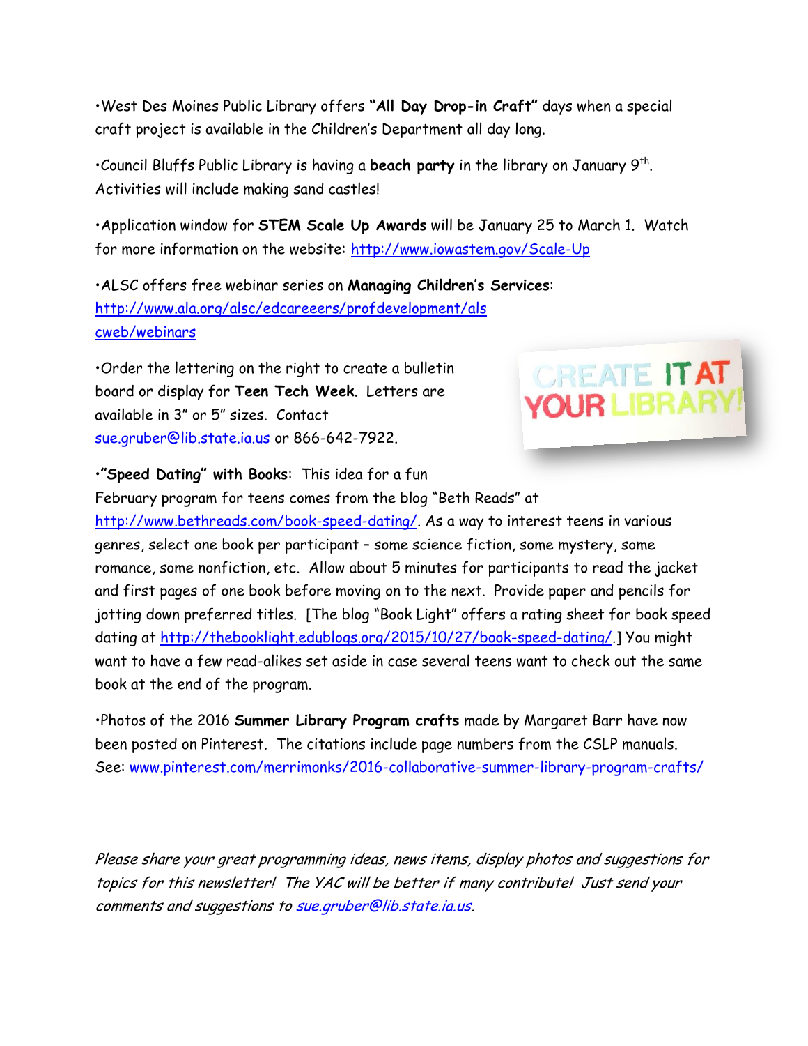•West Des Moines Public Library offers **"All Day Drop-in Craft"** days when a special craft project is available in the Children's Department all day long.

•Council Bluffs Public Library is having a **beach party** in the library on January 9th. Activities will include making sand castles!

•Application window for **STEM Scale Up Awards** will be January 25 to March 1. Watch for more information on the website: http://www.iowastem.gov/Scale-Up

•ALSC offers free webinar series on **Managing Children's Services**: http://www.ala.org/alsc/edcareeers/profdevelopment/alscweb/webinars

•Order the lettering on the right to create a bulletin board or display for **Teen Tech Week**. Letters are available in 3" or 5" sizes. Contact sue.gruber@lib.state.ia.us or 866-642-7922.

CREATE IT AT YOUR LIBRARY!

•**"Speed Dating" with Books**: This idea for a fun February program for teens comes from the blog "Beth Reads" at http://www.bethreads.com/book-speed-dating/. As a way to interest teens in various genres, select one book per participant – some science fiction, some mystery, some romance, some nonfiction, etc. Allow about 5 minutes for participants to read the jacket and first pages of one book before moving on to the next. Provide paper and pencils for jotting down preferred titles. [The blog "Book Light" offers a rating sheet for book speed dating at http://thebooklight.edublogs.org/2015/10/27/book-speed-dating/.] You might want to have a few read-alikes set aside in case several teens want to check out the same book at the end of the program.

•Photos of the 2016 **Summer Library Program crafts** made by Margaret Barr have now been posted on Pinterest. The citations include page numbers from the CSLP manuals. See: www.pinterest.com/merrimonks/2016-collaborative-summer-library-program-crafts/

*Please share your great programming ideas, news items, display photos and suggestions for topics for this newsletter! The YAC will be better if many contribute! Just send your comments and suggestions to sue.gruber@lib.state.ia.us.*